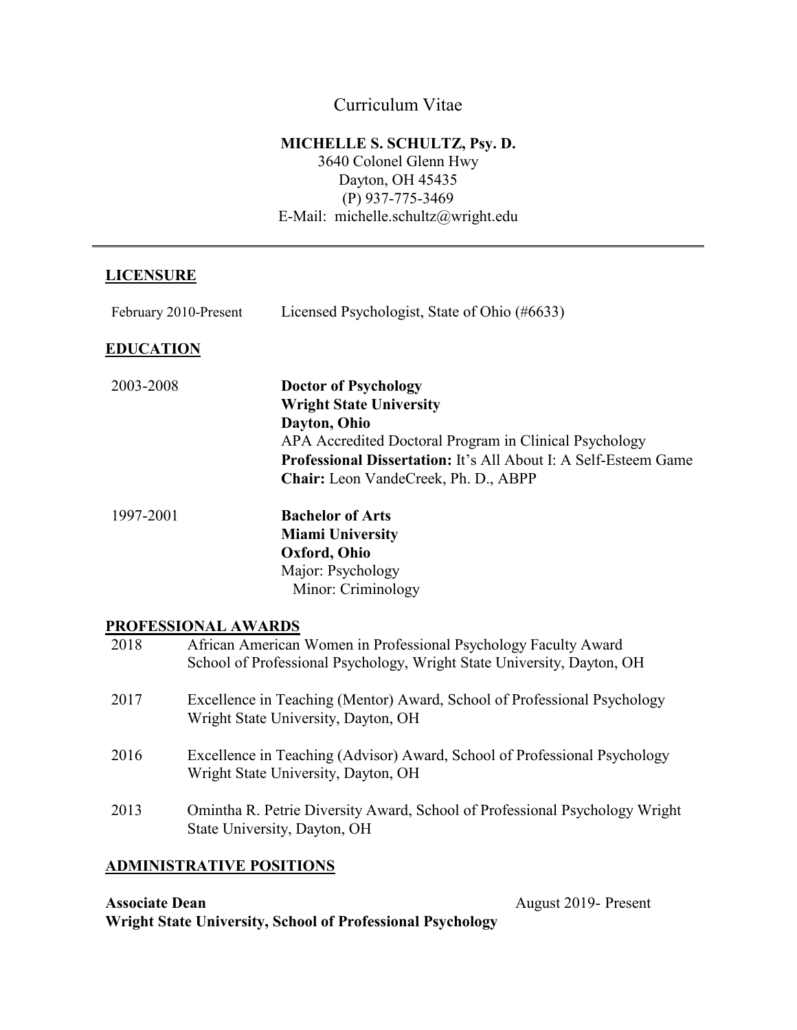# Curriculum Vitae

**MICHELLE S. SCHULTZ, Psy. D.**
3640 Colonel Glenn Hwy
Dayton, OH 45435
(P) 937-775-3469
E-Mail: michelle.schultz@wright.edu

---

## LICENSURE

February 2010-Present — Licensed Psychologist, State of Ohio (#6633)

## EDUCATION

2003-2008
**Doctor of Psychology**
**Wright State University**
**Dayton, Ohio**
APA Accredited Doctoral Program in Clinical Psychology
**Professional Dissertation:** It's All About I: A Self-Esteem Game
**Chair:** Leon VandeCreek, Ph. D., ABPP

1997-2001
**Bachelor of Arts**
**Miami University**
**Oxford, Ohio**
Major: Psychology
Minor: Criminology

## PROFESSIONAL AWARDS

2018 — African American Women in Professional Psychology Faculty Award
School of Professional Psychology, Wright State University, Dayton, OH

2017 — Excellence in Teaching (Mentor) Award, School of Professional Psychology
Wright State University, Dayton, OH

2016 — Excellence in Teaching (Advisor) Award, School of Professional Psychology
Wright State University, Dayton, OH

2013 — Omintha R. Petrie Diversity Award, School of Professional Psychology Wright State University, Dayton, OH

## ADMINISTRATIVE POSITIONS

**Associate Dean** — August 2019- Present
**Wright State University, School of Professional Psychology**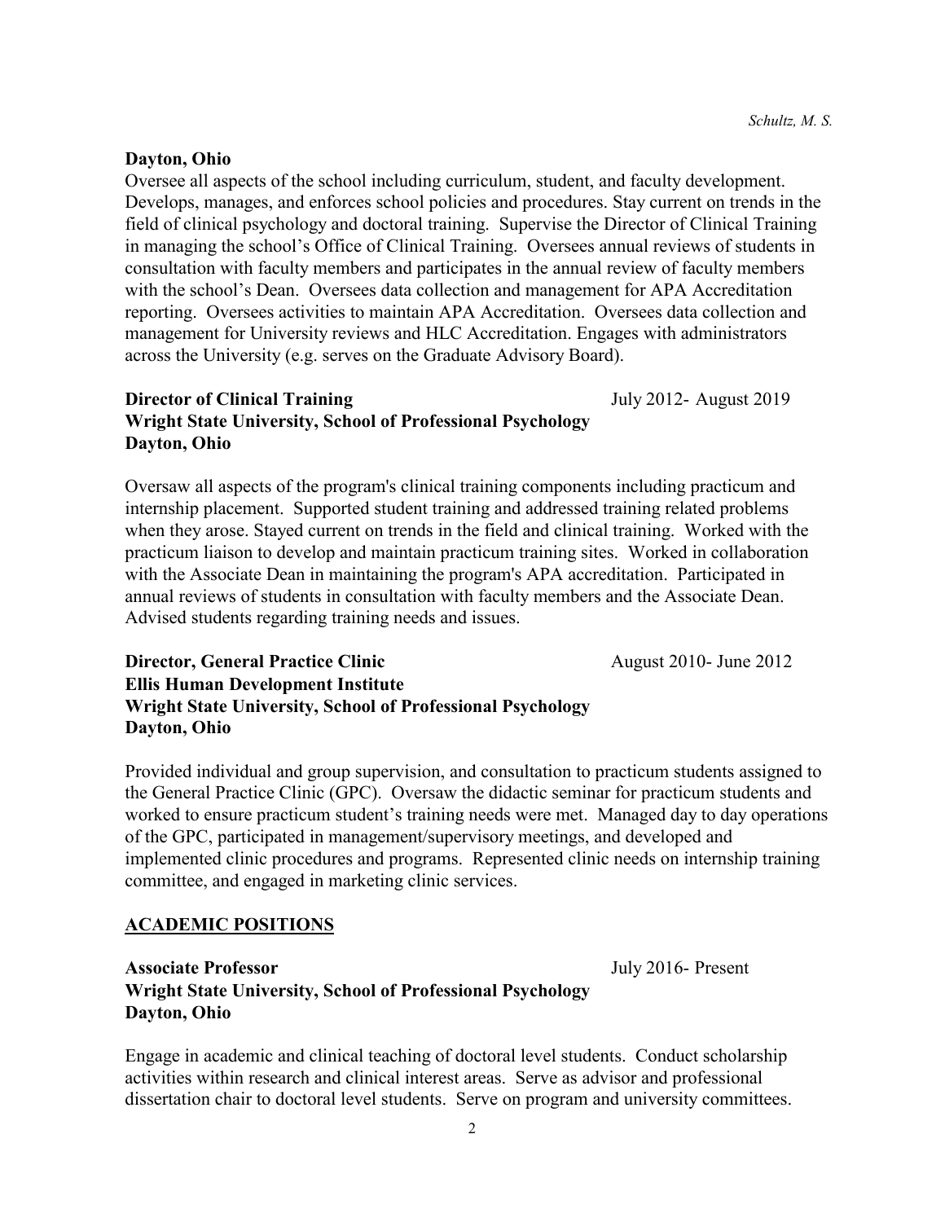**Dayton, Ohio**

Oversee all aspects of the school including curriculum, student, and faculty development. Develops, manages, and enforces school policies and procedures. Stay current on trends in the field of clinical psychology and doctoral training. Supervise the Director of Clinical Training in managing the school's Office of Clinical Training. Oversees annual reviews of students in consultation with faculty members and participates in the annual review of faculty members with the school's Dean. Oversees data collection and management for APA Accreditation reporting. Oversees activities to maintain APA Accreditation. Oversees data collection and management for University reviews and HLC Accreditation. Engages with administrators across the University (e.g. serves on the Graduate Advisory Board).

**Director of Clinical Training** July 2012- August 2019
**Wright State University, School of Professional Psychology**
**Dayton, Ohio**

Oversaw all aspects of the program's clinical training components including practicum and internship placement. Supported student training and addressed training related problems when they arose. Stayed current on trends in the field and clinical training. Worked with the practicum liaison to develop and maintain practicum training sites. Worked in collaboration with the Associate Dean in maintaining the program's APA accreditation. Participated in annual reviews of students in consultation with faculty members and the Associate Dean. Advised students regarding training needs and issues.

**Director, General Practice Clinic** August 2010- June 2012
**Ellis Human Development Institute**
**Wright State University, School of Professional Psychology**
**Dayton, Ohio**

Provided individual and group supervision, and consultation to practicum students assigned to the General Practice Clinic (GPC). Oversaw the didactic seminar for practicum students and worked to ensure practicum student's training needs were met. Managed day to day operations of the GPC, participated in management/supervisory meetings, and developed and implemented clinic procedures and programs. Represented clinic needs on internship training committee, and engaged in marketing clinic services.

## ACADEMIC POSITIONS

**Associate Professor** July 2016- Present
**Wright State University, School of Professional Psychology**
**Dayton, Ohio**

Engage in academic and clinical teaching of doctoral level students. Conduct scholarship activities within research and clinical interest areas. Serve as advisor and professional dissertation chair to doctoral level students. Serve on program and university committees.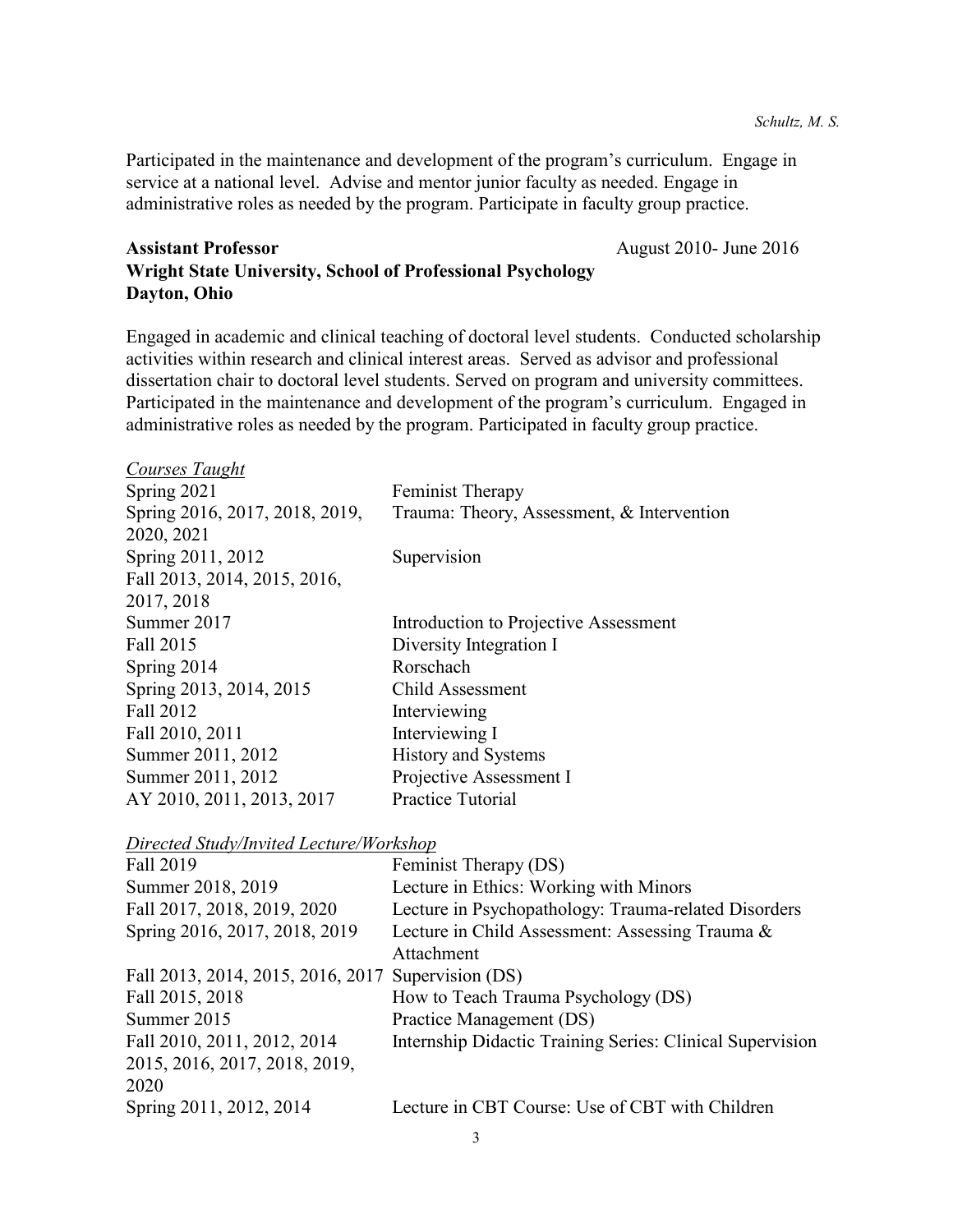Participated in the maintenance and development of the program's curriculum. Engage in service at a national level. Advise and mentor junior faculty as needed. Engage in administrative roles as needed by the program. Participate in faculty group practice.

**Assistant Professor** August 2010- June 2016
**Wright State University, School of Professional Psychology**
**Dayton, Ohio**

Engaged in academic and clinical teaching of doctoral level students. Conducted scholarship activities within research and clinical interest areas. Served as advisor and professional dissertation chair to doctoral level students. Served on program and university committees. Participated in the maintenance and development of the program's curriculum. Engaged in administrative roles as needed by the program. Participated in faculty group practice.

*Courses Taught*

| | |
|---|---|
| Spring 2021 | Feminist Therapy |
| Spring 2016, 2017, 2018, 2019, 2020, 2021 | Trauma: Theory, Assessment, & Intervention |
| Spring 2011, 2012<br>Fall 2013, 2014, 2015, 2016, 2017, 2018 | Supervision |
| Summer 2017 | Introduction to Projective Assessment |
| Fall 2015 | Diversity Integration I |
| Spring 2014 | Rorschach |
| Spring 2013, 2014, 2015 | Child Assessment |
| Fall 2012 | Interviewing |
| Fall 2010, 2011 | Interviewing I |
| Summer 2011, 2012 | History and Systems |
| Summer 2011, 2012 | Projective Assessment I |
| AY 2010, 2011, 2013, 2017 | Practice Tutorial |

*Directed Study/Invited Lecture/Workshop*

| | |
|---|---|
| Fall 2019 | Feminist Therapy (DS) |
| Summer 2018, 2019 | Lecture in Ethics: Working with Minors |
| Fall 2017, 2018, 2019, 2020 | Lecture in Psychopathology: Trauma-related Disorders |
| Spring 2016, 2017, 2018, 2019 | Lecture in Child Assessment: Assessing Trauma & Attachment |
| Fall 2013, 2014, 2015, 2016, 2017 | Supervision (DS) |
| Fall 2015, 2018 | How to Teach Trauma Psychology (DS) |
| Summer 2015 | Practice Management (DS) |
| Fall 2010, 2011, 2012, 2014 2015, 2016, 2017, 2018, 2019, 2020 | Internship Didactic Training Series: Clinical Supervision |
| Spring 2011, 2012, 2014 | Lecture in CBT Course: Use of CBT with Children |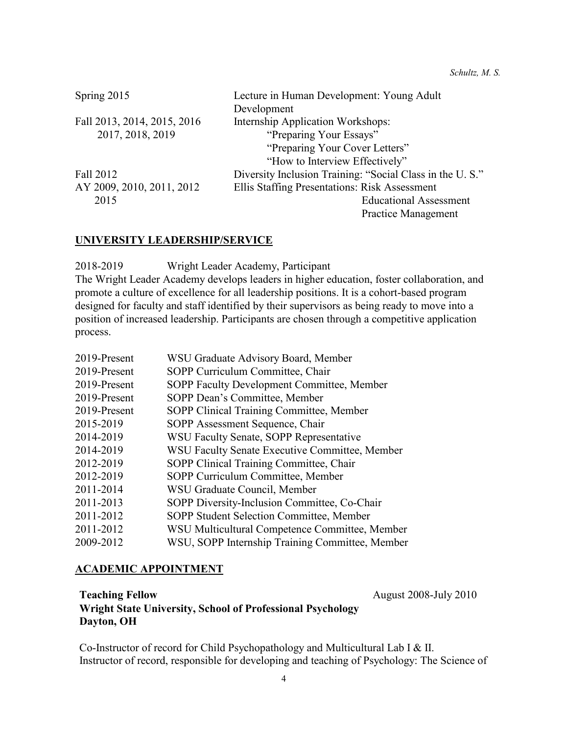| | |
|---|---|
| Spring 2015 | Lecture in Human Development: Young Adult Development |
| Fall 2013, 2014, 2015, 2016 2017, 2018, 2019 | Internship Application Workshops: "Preparing Your Essays" "Preparing Your Cover Letters" "How to Interview Effectively" |
| Fall 2012 | Diversity Inclusion Training: "Social Class in the U. S." |
| AY 2009, 2010, 2011, 2012 2015 | Ellis Staffing Presentations: Risk Assessment, Educational Assessment, Practice Management |

## UNIVERSITY LEADERSHIP/SERVICE

2018-2019 Wright Leader Academy, Participant

The Wright Leader Academy develops leaders in higher education, foster collaboration, and promote a culture of excellence for all leadership positions. It is a cohort-based program designed for faculty and staff identified by their supervisors as being ready to move into a position of increased leadership. Participants are chosen through a competitive application process.

| | |
|---|---|
| 2019-Present | WSU Graduate Advisory Board, Member |
| 2019-Present | SOPP Curriculum Committee, Chair |
| 2019-Present | SOPP Faculty Development Committee, Member |
| 2019-Present | SOPP Dean's Committee, Member |
| 2019-Present | SOPP Clinical Training Committee, Member |
| 2015-2019 | SOPP Assessment Sequence, Chair |
| 2014-2019 | WSU Faculty Senate, SOPP Representative |
| 2014-2019 | WSU Faculty Senate Executive Committee, Member |
| 2012-2019 | SOPP Clinical Training Committee, Chair |
| 2012-2019 | SOPP Curriculum Committee, Member |
| 2011-2014 | WSU Graduate Council, Member |
| 2011-2013 | SOPP Diversity-Inclusion Committee, Co-Chair |
| 2011-2012 | SOPP Student Selection Committee, Member |
| 2011-2012 | WSU Multicultural Competence Committee, Member |
| 2009-2012 | WSU, SOPP Internship Training Committee, Member |

## ACADEMIC APPOINTMENT

**Teaching Fellow** August 2008-July 2010
**Wright State University, School of Professional Psychology**
**Dayton, OH**

Co-Instructor of record for Child Psychopathology and Multicultural Lab I & II.
Instructor of record, responsible for developing and teaching of Psychology: The Science of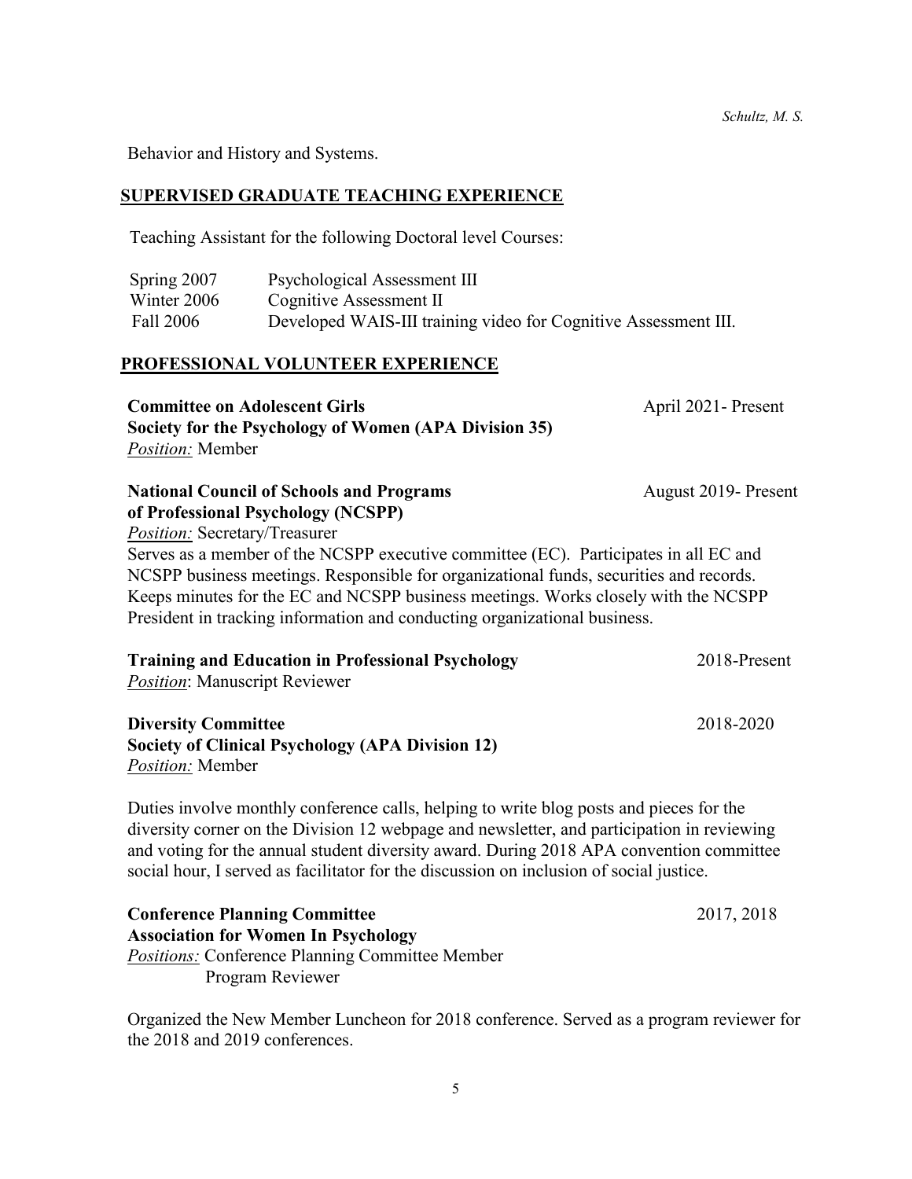Behavior and History and Systems.

## SUPERVISED GRADUATE TEACHING EXPERIENCE

Teaching Assistant for the following Doctoral level Courses:

| | |
|---|---|
| Spring 2007 | Psychological Assessment III |
| Winter 2006 | Cognitive Assessment II |
| Fall 2006 | Developed WAIS-III training video for Cognitive Assessment III. |

## PROFESSIONAL VOLUNTEER EXPERIENCE

**Committee on Adolescent Girls** — April 2021- Present
**Society for the Psychology of Women (APA Division 35)**
*Position:* Member

**National Council of Schools and Programs of Professional Psychology (NCSPP)** — August 2019- Present
*Position:* Secretary/Treasurer
Serves as a member of the NCSPP executive committee (EC). Participates in all EC and NCSPP business meetings. Responsible for organizational funds, securities and records. Keeps minutes for the EC and NCSPP business meetings. Works closely with the NCSPP President in tracking information and conducting organizational business.

**Training and Education in Professional Psychology** — 2018-Present
*Position*: Manuscript Reviewer

**Diversity Committee** — 2018-2020
**Society of Clinical Psychology (APA Division 12)**
*Position:* Member

Duties involve monthly conference calls, helping to write blog posts and pieces for the diversity corner on the Division 12 webpage and newsletter, and participation in reviewing and voting for the annual student diversity award. During 2018 APA convention committee social hour, I served as facilitator for the discussion on inclusion of social justice.

**Conference Planning Committee** — 2017, 2018
**Association for Women In Psychology**
*Positions:* Conference Planning Committee Member
Program Reviewer

Organized the New Member Luncheon for 2018 conference. Served as a program reviewer for the 2018 and 2019 conferences.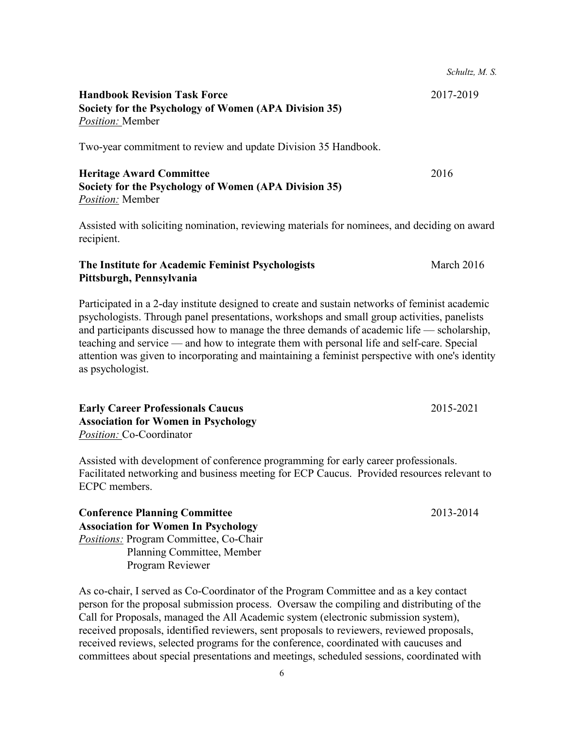**Handbook Revision Task Force** 2017-2019
**Society for the Psychology of Women (APA Division 35)**
*Position:* Member

Two-year commitment to review and update Division 35 Handbook.

**Heritage Award Committee** 2016
**Society for the Psychology of Women (APA Division 35)**
*Position:* Member

Assisted with soliciting nomination, reviewing materials for nominees, and deciding on award recipient.

**The Institute for Academic Feminist Psychologists** March 2016
**Pittsburgh, Pennsylvania**

Participated in a 2-day institute designed to create and sustain networks of feminist academic psychologists. Through panel presentations, workshops and small group activities, panelists and participants discussed how to manage the three demands of academic life — scholarship, teaching and service — and how to integrate them with personal life and self-care. Special attention was given to incorporating and maintaining a feminist perspective with one's identity as psychologist.

**Early Career Professionals Caucus** 2015-2021
**Association for Women in Psychology**
*Position:* Co-Coordinator

Assisted with development of conference programming for early career professionals. Facilitated networking and business meeting for ECP Caucus. Provided resources relevant to ECPC members.

**Conference Planning Committee** 2013-2014
**Association for Women In Psychology**
*Positions:* Program Committee, Co-Chair
Planning Committee, Member
Program Reviewer

As co-chair, I served as Co-Coordinator of the Program Committee and as a key contact person for the proposal submission process. Oversaw the compiling and distributing of the Call for Proposals, managed the All Academic system (electronic submission system), received proposals, identified reviewers, sent proposals to reviewers, reviewed proposals, received reviews, selected programs for the conference, coordinated with caucuses and committees about special presentations and meetings, scheduled sessions, coordinated with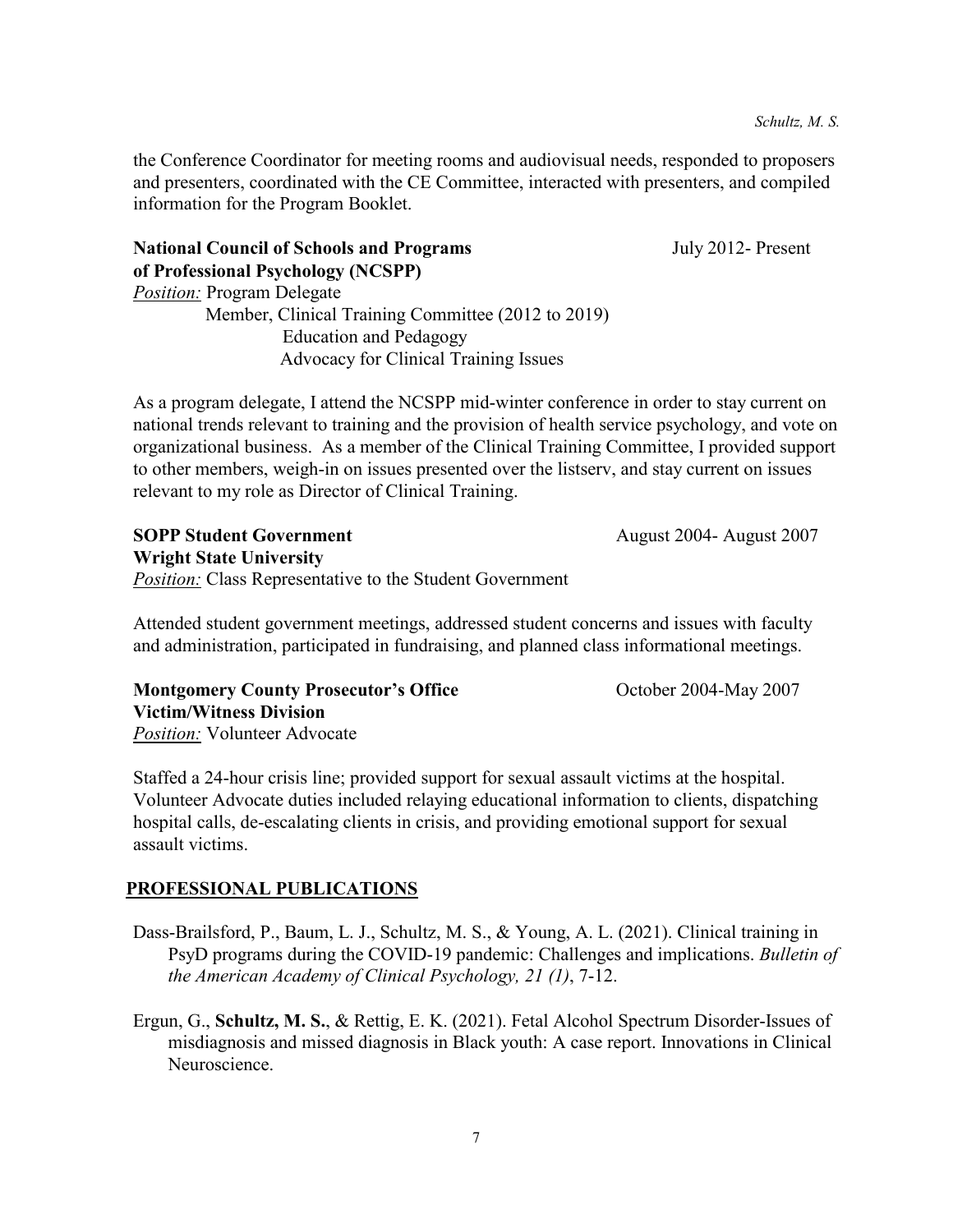the Conference Coordinator for meeting rooms and audiovisual needs, responded to proposers and presenters, coordinated with the CE Committee, interacted with presenters, and compiled information for the Program Booklet.

**National Council of Schools and Programs of Professional Psychology (NCSPP)** July 2012- Present
*Position:* Program Delegate
Member, Clinical Training Committee (2012 to 2019)
Education and Pedagogy
Advocacy for Clinical Training Issues

As a program delegate, I attend the NCSPP mid-winter conference in order to stay current on national trends relevant to training and the provision of health service psychology, and vote on organizational business. As a member of the Clinical Training Committee, I provided support to other members, weigh-in on issues presented over the listserv, and stay current on issues relevant to my role as Director of Clinical Training.

**SOPP Student Government** August 2004- August 2007
**Wright State University**
*Position:* Class Representative to the Student Government

Attended student government meetings, addressed student concerns and issues with faculty and administration, participated in fundraising, and planned class informational meetings.

**Montgomery County Prosecutor's Office** October 2004-May 2007
**Victim/Witness Division**
*Position:* Volunteer Advocate

Staffed a 24-hour crisis line; provided support for sexual assault victims at the hospital. Volunteer Advocate duties included relaying educational information to clients, dispatching hospital calls, de-escalating clients in crisis, and providing emotional support for sexual assault victims.

## PROFESSIONAL PUBLICATIONS

Dass-Brailsford, P., Baum, L. J., Schultz, M. S., & Young, A. L. (2021). Clinical training in PsyD programs during the COVID-19 pandemic: Challenges and implications. *Bulletin of the American Academy of Clinical Psychology, 21 (1)*, 7-12.

Ergun, G., **Schultz, M. S.**, & Rettig, E. K. (2021). Fetal Alcohol Spectrum Disorder-Issues of misdiagnosis and missed diagnosis in Black youth: A case report. Innovations in Clinical Neuroscience.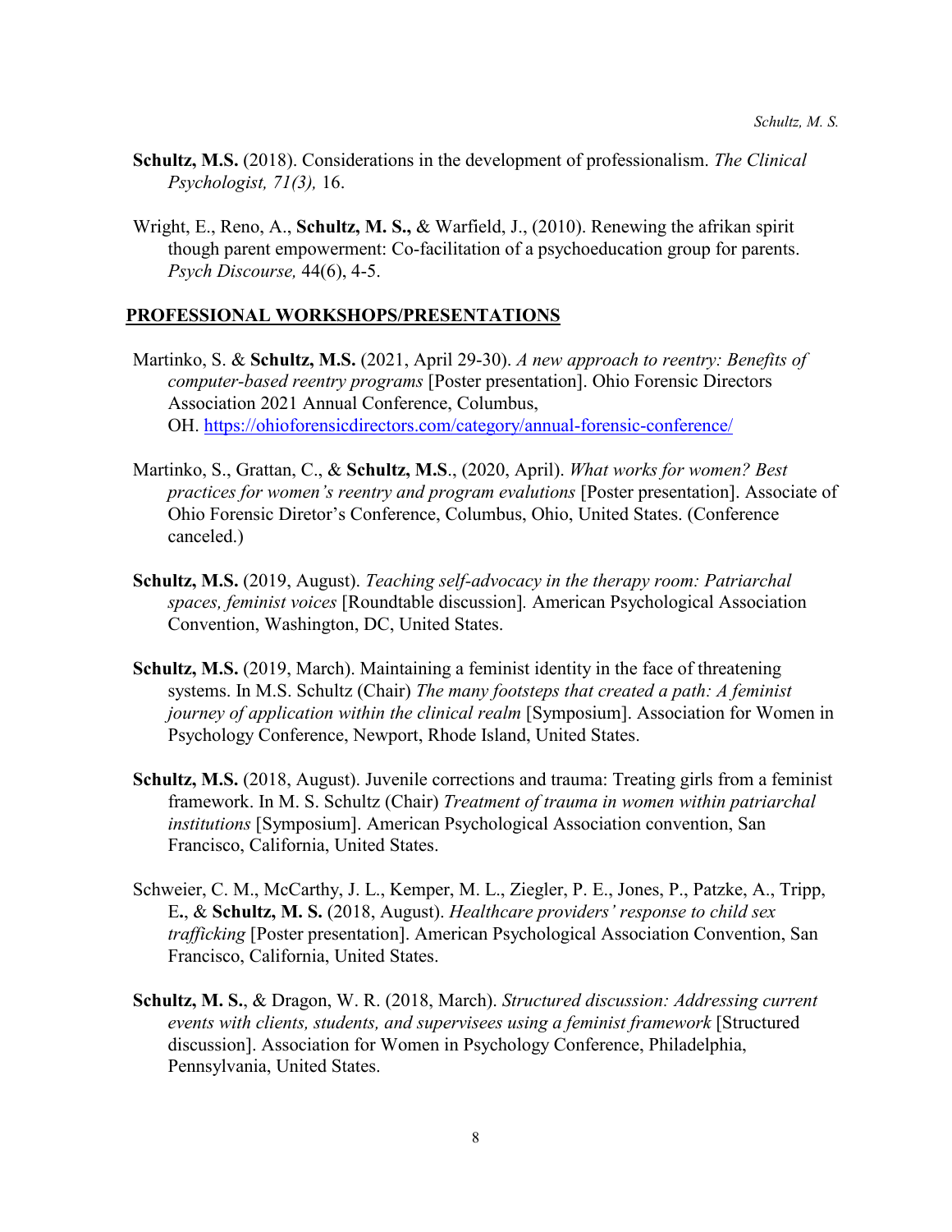**Schultz, M.S.** (2018). Considerations in the development of professionalism. *The Clinical Psychologist, 71(3),* 16.

Wright, E., Reno, A., **Schultz, M. S.,** & Warfield, J., (2010). Renewing the afrikan spirit though parent empowerment: Co-facilitation of a psychoeducation group for parents. *Psych Discourse,* 44(6), 4-5.

## PROFESSIONAL WORKSHOPS/PRESENTATIONS

Martinko, S. & **Schultz, M.S.** (2021, April 29-30). *A new approach to reentry: Benefits of computer-based reentry programs* [Poster presentation]. Ohio Forensic Directors Association 2021 Annual Conference, Columbus, OH. https://ohioforensicdirectors.com/category/annual-forensic-conference/

Martinko, S., Grattan, C., & **Schultz, M.S**., (2020, April). *What works for women? Best practices for women's reentry and program evalutions* [Poster presentation]. Associate of Ohio Forensic Diretor's Conference, Columbus, Ohio, United States. (Conference canceled.)

**Schultz, M.S.** (2019, August). *Teaching self-advocacy in the therapy room: Patriarchal spaces, feminist voices* [Roundtable discussion]*.* American Psychological Association Convention, Washington, DC, United States.

**Schultz, M.S.** (2019, March). Maintaining a feminist identity in the face of threatening systems. In M.S. Schultz (Chair) *The many footsteps that created a path: A feminist journey of application within the clinical realm* [Symposium]. Association for Women in Psychology Conference, Newport, Rhode Island, United States.

**Schultz, M.S.** (2018, August). Juvenile corrections and trauma: Treating girls from a feminist framework. In M. S. Schultz (Chair) *Treatment of trauma in women within patriarchal institutions* [Symposium]. American Psychological Association convention, San Francisco, California, United States.

Schweier, C. M., McCarthy, J. L., Kemper, M. L., Ziegler, P. E., Jones, P., Patzke, A., Tripp, E**.**, & **Schultz, M. S.** (2018, August). *Healthcare providers' response to child sex trafficking* [Poster presentation]. American Psychological Association Convention, San Francisco, California, United States.

**Schultz, M. S.**, & Dragon, W. R. (2018, March). *Structured discussion: Addressing current events with clients, students, and supervisees using a feminist framework* [Structured discussion]. Association for Women in Psychology Conference, Philadelphia, Pennsylvania, United States.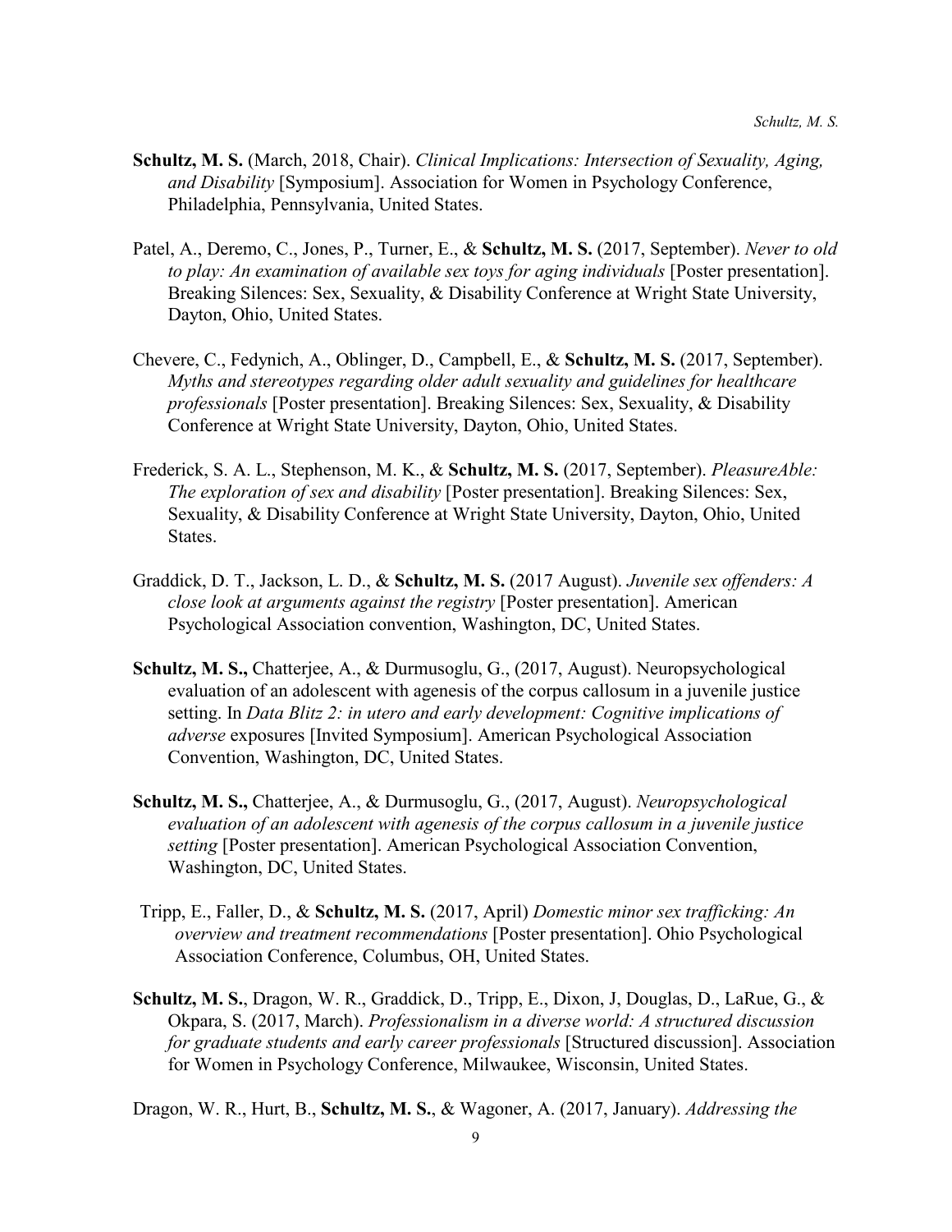**Schultz, M. S.** (March, 2018, Chair). *Clinical Implications: Intersection of Sexuality, Aging, and Disability* [Symposium]. Association for Women in Psychology Conference, Philadelphia, Pennsylvania, United States.

Patel, A., Deremo, C., Jones, P., Turner, E., & **Schultz, M. S.** (2017, September). *Never to old to play: An examination of available sex toys for aging individuals* [Poster presentation]. Breaking Silences: Sex, Sexuality, & Disability Conference at Wright State University, Dayton, Ohio, United States.

Chevere, C., Fedynich, A., Oblinger, D., Campbell, E., & **Schultz, M. S.** (2017, September). *Myths and stereotypes regarding older adult sexuality and guidelines for healthcare professionals* [Poster presentation]. Breaking Silences: Sex, Sexuality, & Disability Conference at Wright State University, Dayton, Ohio, United States.

Frederick, S. A. L., Stephenson, M. K., & **Schultz, M. S.** (2017, September). *PleasureAble: The exploration of sex and disability* [Poster presentation]. Breaking Silences: Sex, Sexuality, & Disability Conference at Wright State University, Dayton, Ohio, United States.

Graddick, D. T., Jackson, L. D., & **Schultz, M. S.** (2017 August). *Juvenile sex offenders: A close look at arguments against the registry* [Poster presentation]. American Psychological Association convention, Washington, DC, United States.

**Schultz, M. S.,** Chatterjee, A., & Durmusoglu, G., (2017, August). Neuropsychological evaluation of an adolescent with agenesis of the corpus callosum in a juvenile justice setting. In *Data Blitz 2: in utero and early development: Cognitive implications of adverse* exposures [Invited Symposium]. American Psychological Association Convention, Washington, DC, United States.

**Schultz, M. S.,** Chatterjee, A., & Durmusoglu, G., (2017, August). *Neuropsychological evaluation of an adolescent with agenesis of the corpus callosum in a juvenile justice setting* [Poster presentation]. American Psychological Association Convention, Washington, DC, United States.

Tripp, E., Faller, D., & **Schultz, M. S.** (2017, April) *Domestic minor sex trafficking: An overview and treatment recommendations* [Poster presentation]. Ohio Psychological Association Conference, Columbus, OH, United States.

**Schultz, M. S.**, Dragon, W. R., Graddick, D., Tripp, E., Dixon, J, Douglas, D., LaRue, G., & Okpara, S. (2017, March). *Professionalism in a diverse world: A structured discussion for graduate students and early career professionals* [Structured discussion]. Association for Women in Psychology Conference, Milwaukee, Wisconsin, United States.

Dragon, W. R., Hurt, B., **Schultz, M. S.**, & Wagoner, A. (2017, January). *Addressing the*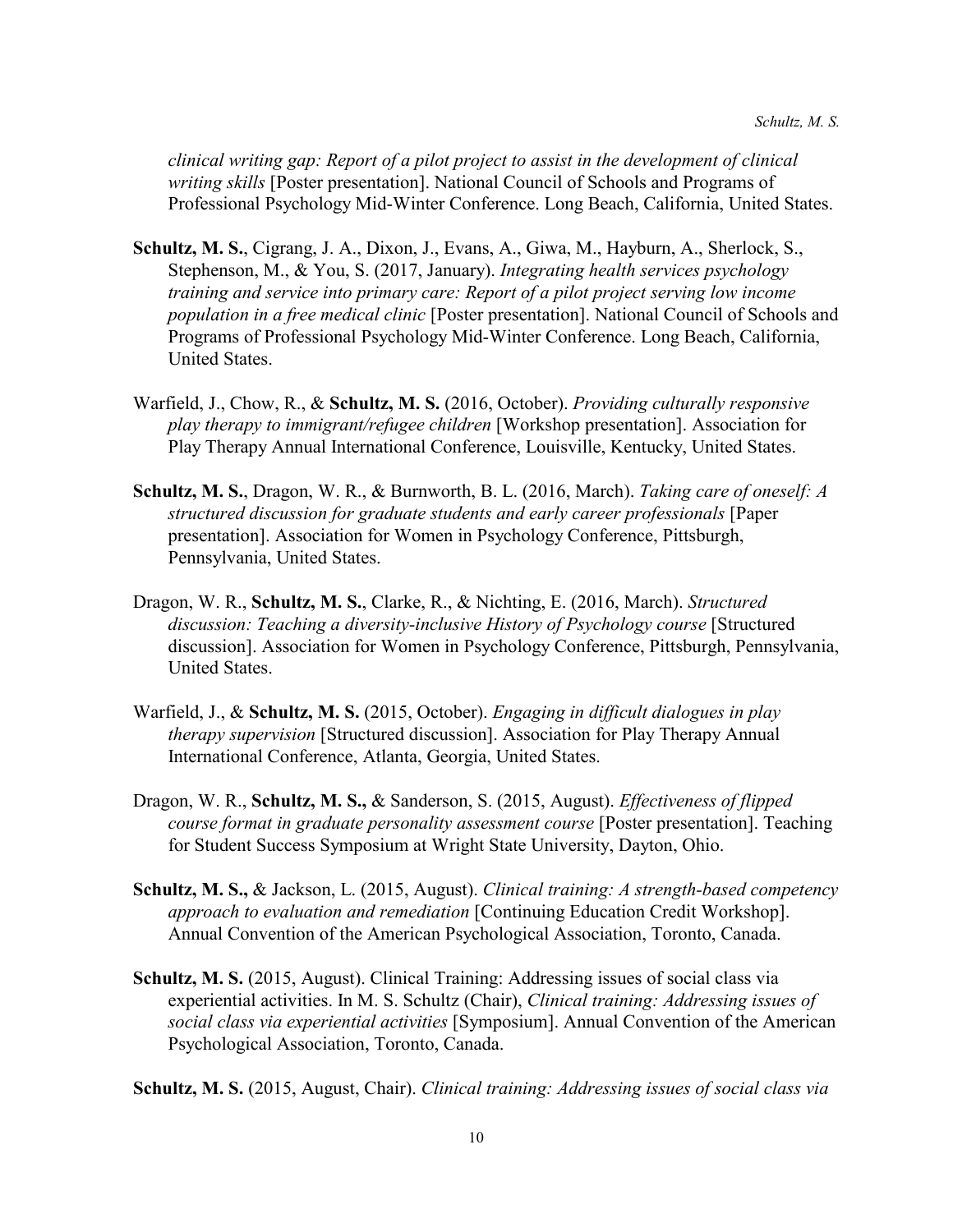*clinical writing gap: Report of a pilot project to assist in the development of clinical writing skills* [Poster presentation]. National Council of Schools and Programs of Professional Psychology Mid-Winter Conference. Long Beach, California, United States.

**Schultz, M. S.**, Cigrang, J. A., Dixon, J., Evans, A., Giwa, M., Hayburn, A., Sherlock, S., Stephenson, M., & You, S. (2017, January). *Integrating health services psychology training and service into primary care: Report of a pilot project serving low income population in a free medical clinic* [Poster presentation]. National Council of Schools and Programs of Professional Psychology Mid-Winter Conference. Long Beach, California, United States.

Warfield, J., Chow, R., & **Schultz, M. S.** (2016, October). *Providing culturally responsive play therapy to immigrant/refugee children* [Workshop presentation]. Association for Play Therapy Annual International Conference, Louisville, Kentucky, United States.

**Schultz, M. S.**, Dragon, W. R., & Burnworth, B. L. (2016, March). *Taking care of oneself: A structured discussion for graduate students and early career professionals* [Paper presentation]. Association for Women in Psychology Conference, Pittsburgh, Pennsylvania, United States.

Dragon, W. R., **Schultz, M. S.**, Clarke, R., & Nichting, E. (2016, March). *Structured discussion: Teaching a diversity-inclusive History of Psychology course* [Structured discussion]. Association for Women in Psychology Conference, Pittsburgh, Pennsylvania, United States.

Warfield, J., & **Schultz, M. S.** (2015, October). *Engaging in difficult dialogues in play therapy supervision* [Structured discussion]. Association for Play Therapy Annual International Conference, Atlanta, Georgia, United States.

Dragon, W. R., **Schultz, M. S.,** & Sanderson, S. (2015, August). *Effectiveness of flipped course format in graduate personality assessment course* [Poster presentation]. Teaching for Student Success Symposium at Wright State University, Dayton, Ohio.

**Schultz, M. S.,** & Jackson, L. (2015, August). *Clinical training: A strength-based competency approach to evaluation and remediation* [Continuing Education Credit Workshop]. Annual Convention of the American Psychological Association, Toronto, Canada.

**Schultz, M. S.** (2015, August). Clinical Training: Addressing issues of social class via experiential activities. In M. S. Schultz (Chair), *Clinical training: Addressing issues of social class via experiential activities* [Symposium]. Annual Convention of the American Psychological Association, Toronto, Canada.

**Schultz, M. S.** (2015, August, Chair). *Clinical training: Addressing issues of social class via*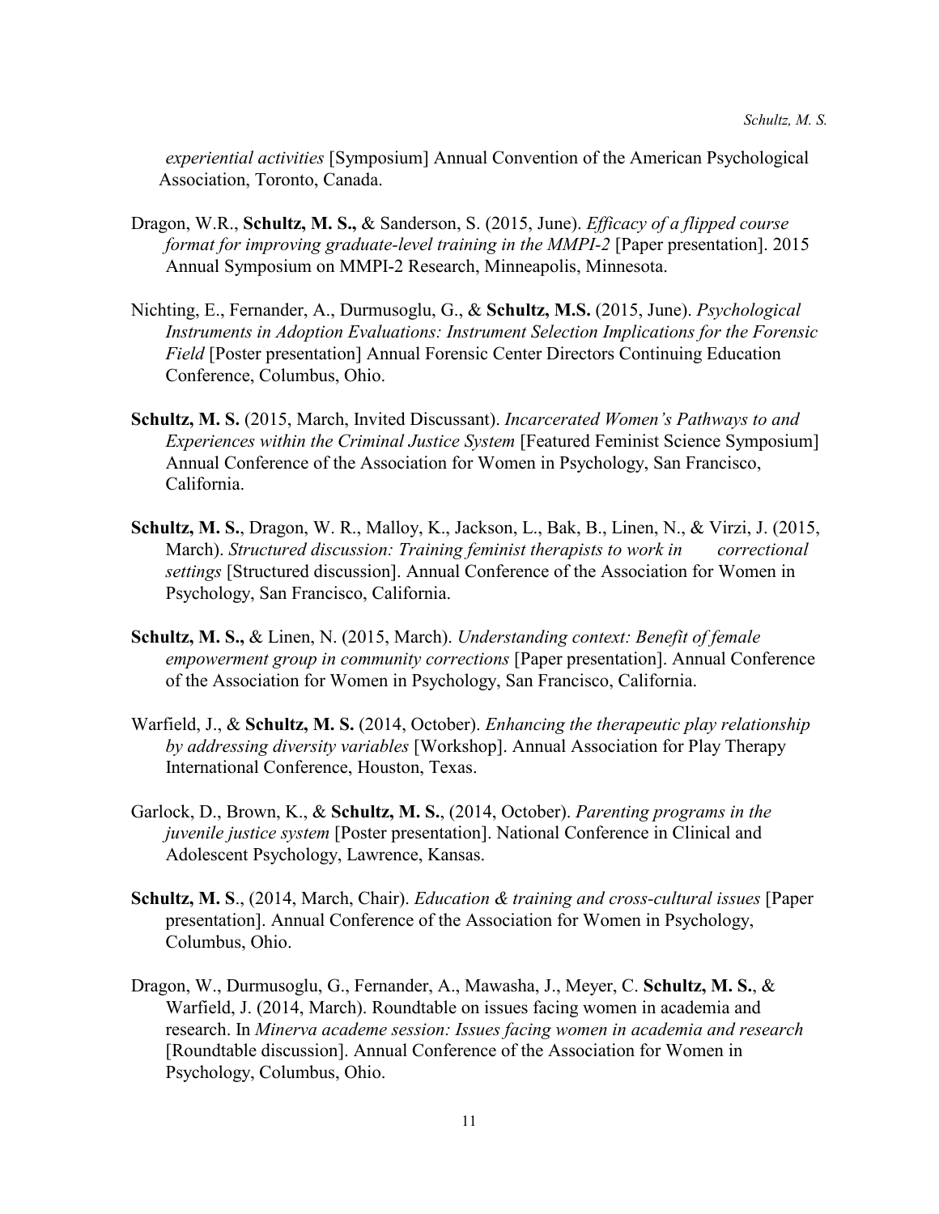*experiential activities* [Symposium] Annual Convention of the American Psychological Association, Toronto, Canada.

Dragon, W.R., **Schultz, M. S.,** & Sanderson, S. (2015, June). *Efficacy of a flipped course format for improving graduate-level training in the MMPI-2* [Paper presentation]. 2015 Annual Symposium on MMPI-2 Research, Minneapolis, Minnesota.

Nichting, E., Fernander, A., Durmusoglu, G., & **Schultz, M.S.** (2015, June). *Psychological Instruments in Adoption Evaluations: Instrument Selection Implications for the Forensic Field* [Poster presentation] Annual Forensic Center Directors Continuing Education Conference, Columbus, Ohio.

**Schultz, M. S.** (2015, March, Invited Discussant). *Incarcerated Women's Pathways to and Experiences within the Criminal Justice System* [Featured Feminist Science Symposium] Annual Conference of the Association for Women in Psychology, San Francisco, California.

**Schultz, M. S.**, Dragon, W. R., Malloy, K., Jackson, L., Bak, B., Linen, N., & Virzi, J. (2015, March). *Structured discussion: Training feminist therapists to work in correctional settings* [Structured discussion]. Annual Conference of the Association for Women in Psychology, San Francisco, California.

**Schultz, M. S.,** & Linen, N. (2015, March). *Understanding context: Benefit of female empowerment group in community corrections* [Paper presentation]. Annual Conference of the Association for Women in Psychology, San Francisco, California.

Warfield, J., & **Schultz, M. S.** (2014, October). *Enhancing the therapeutic play relationship by addressing diversity variables* [Workshop]. Annual Association for Play Therapy International Conference, Houston, Texas.

Garlock, D., Brown, K., & **Schultz, M. S.**, (2014, October). *Parenting programs in the juvenile justice system* [Poster presentation]. National Conference in Clinical and Adolescent Psychology, Lawrence, Kansas.

**Schultz, M. S**., (2014, March, Chair). *Education & training and cross-cultural issues* [Paper presentation]. Annual Conference of the Association for Women in Psychology, Columbus, Ohio.

Dragon, W., Durmusoglu, G., Fernander, A., Mawasha, J., Meyer, C. **Schultz, M. S.**, & Warfield, J. (2014, March). Roundtable on issues facing women in academia and research. In *Minerva academe session: Issues facing women in academia and research* [Roundtable discussion]. Annual Conference of the Association for Women in Psychology, Columbus, Ohio.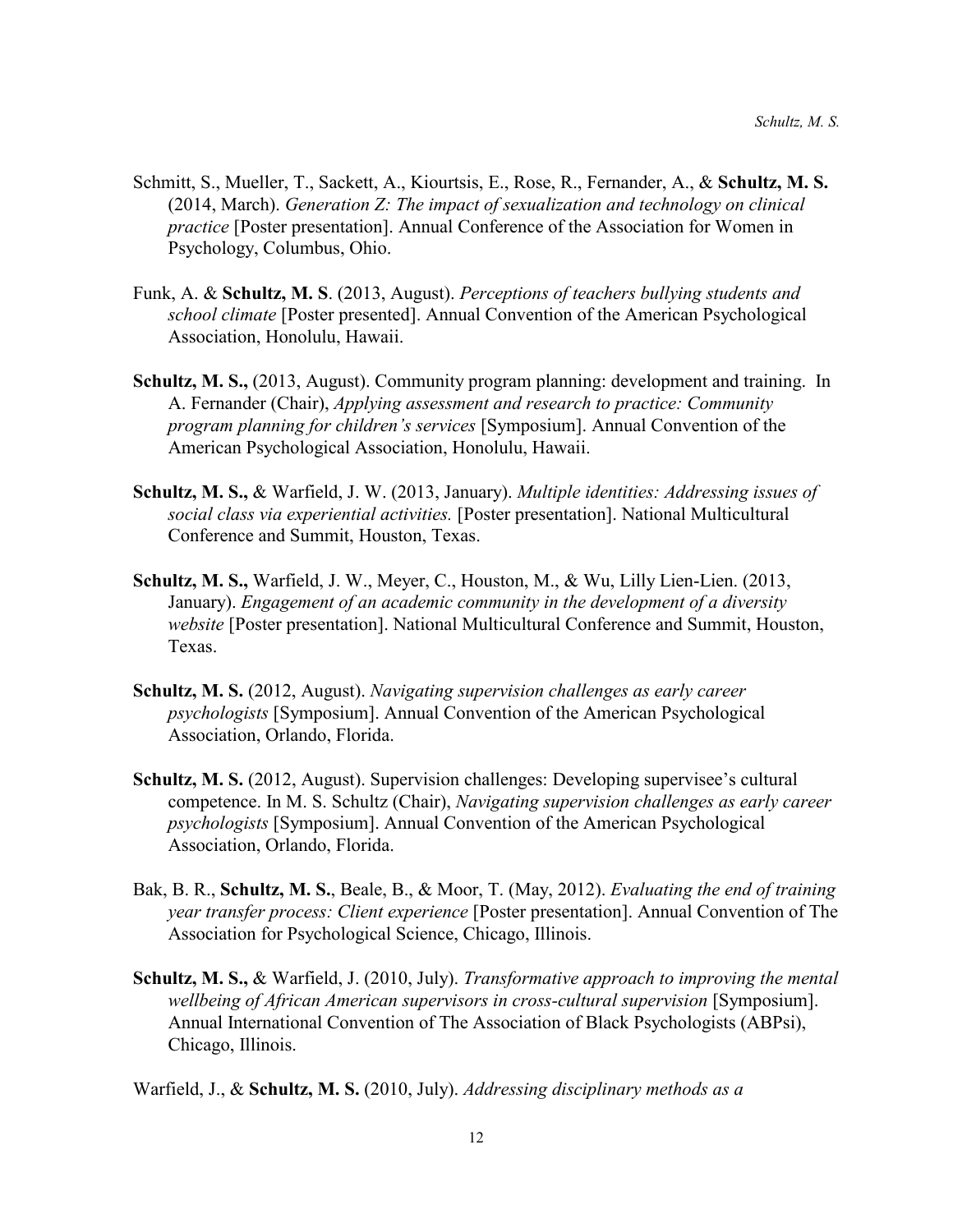Schmitt, S., Mueller, T., Sackett, A., Kiourtsis, E., Rose, R., Fernander, A., & **Schultz, M. S.** (2014, March). *Generation Z: The impact of sexualization and technology on clinical practice* [Poster presentation]. Annual Conference of the Association for Women in Psychology, Columbus, Ohio.

Funk, A. & **Schultz, M. S**. (2013, August). *Perceptions of teachers bullying students and school climate* [Poster presented]. Annual Convention of the American Psychological Association, Honolulu, Hawaii.

**Schultz, M. S.,** (2013, August). Community program planning: development and training. In A. Fernander (Chair), *Applying assessment and research to practice: Community program planning for children's services* [Symposium]. Annual Convention of the American Psychological Association, Honolulu, Hawaii.

**Schultz, M. S.,** & Warfield, J. W. (2013, January). *Multiple identities: Addressing issues of social class via experiential activities.* [Poster presentation]. National Multicultural Conference and Summit, Houston, Texas.

**Schultz, M. S.,** Warfield, J. W., Meyer, C., Houston, M., & Wu, Lilly Lien-Lien. (2013, January). *Engagement of an academic community in the development of a diversity website* [Poster presentation]. National Multicultural Conference and Summit, Houston, Texas.

**Schultz, M. S.** (2012, August). *Navigating supervision challenges as early career psychologists* [Symposium]. Annual Convention of the American Psychological Association, Orlando, Florida.

**Schultz, M. S.** (2012, August). Supervision challenges: Developing supervisee's cultural competence. In M. S. Schultz (Chair), *Navigating supervision challenges as early career psychologists* [Symposium]. Annual Convention of the American Psychological Association, Orlando, Florida.

Bak, B. R., **Schultz, M. S.**, Beale, B., & Moor, T. (May, 2012). *Evaluating the end of training year transfer process: Client experience* [Poster presentation]. Annual Convention of The Association for Psychological Science, Chicago, Illinois.

**Schultz, M. S.,** & Warfield, J. (2010, July). *Transformative approach to improving the mental wellbeing of African American supervisors in cross-cultural supervision* [Symposium]. Annual International Convention of The Association of Black Psychologists (ABPsi), Chicago, Illinois.

Warfield, J., & **Schultz, M. S.** (2010, July). *Addressing disciplinary methods as a*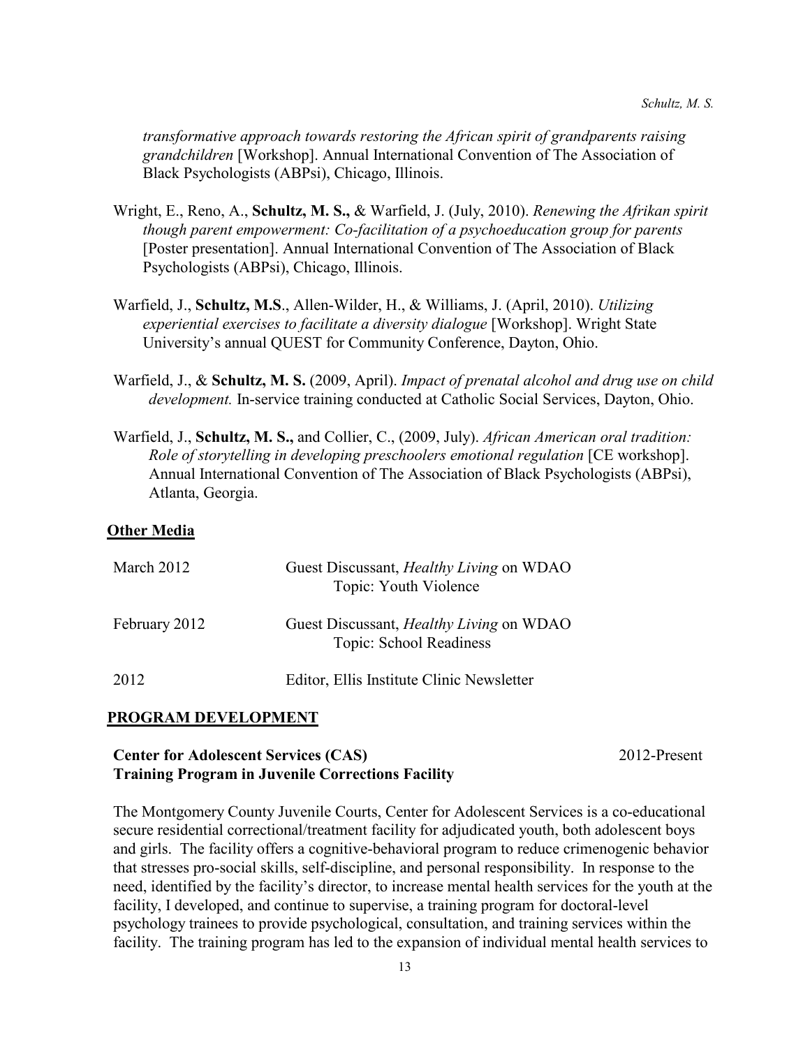*transformative approach towards restoring the African spirit of grandparents raising grandchildren* [Workshop]. Annual International Convention of The Association of Black Psychologists (ABPsi), Chicago, Illinois.

Wright, E., Reno, A., **Schultz, M. S.,** & Warfield, J. (July, 2010). *Renewing the Afrikan spirit though parent empowerment: Co-facilitation of a psychoeducation group for parents* [Poster presentation]. Annual International Convention of The Association of Black Psychologists (ABPsi), Chicago, Illinois.

Warfield, J., **Schultz, M.S**., Allen-Wilder, H., & Williams, J. (April, 2010). *Utilizing experiential exercises to facilitate a diversity dialogue* [Workshop]. Wright State University's annual QUEST for Community Conference, Dayton, Ohio.

Warfield, J., & **Schultz, M. S.** (2009, April). *Impact of prenatal alcohol and drug use on child development.* In-service training conducted at Catholic Social Services, Dayton, Ohio.

Warfield, J., **Schultz, M. S.,** and Collier, C., (2009, July). *African American oral tradition: Role of storytelling in developing preschoolers emotional regulation* [CE workshop]. Annual International Convention of The Association of Black Psychologists (ABPsi), Atlanta, Georgia.

**Other Media**

| | |
|---|---|
| March 2012 | Guest Discussant, *Healthy Living* on WDAO<br>Topic: Youth Violence |
| February 2012 | Guest Discussant, *Healthy Living* on WDAO<br>Topic: School Readiness |
| 2012 | Editor, Ellis Institute Clinic Newsletter |

## PROGRAM DEVELOPMENT

**Center for Adolescent Services (CAS)** 2012-Present
**Training Program in Juvenile Corrections Facility**

The Montgomery County Juvenile Courts, Center for Adolescent Services is a co-educational secure residential correctional/treatment facility for adjudicated youth, both adolescent boys and girls. The facility offers a cognitive-behavioral program to reduce crimenogenic behavior that stresses pro-social skills, self-discipline, and personal responsibility. In response to the need, identified by the facility's director, to increase mental health services for the youth at the facility, I developed, and continue to supervise, a training program for doctoral-level psychology trainees to provide psychological, consultation, and training services within the facility. The training program has led to the expansion of individual mental health services to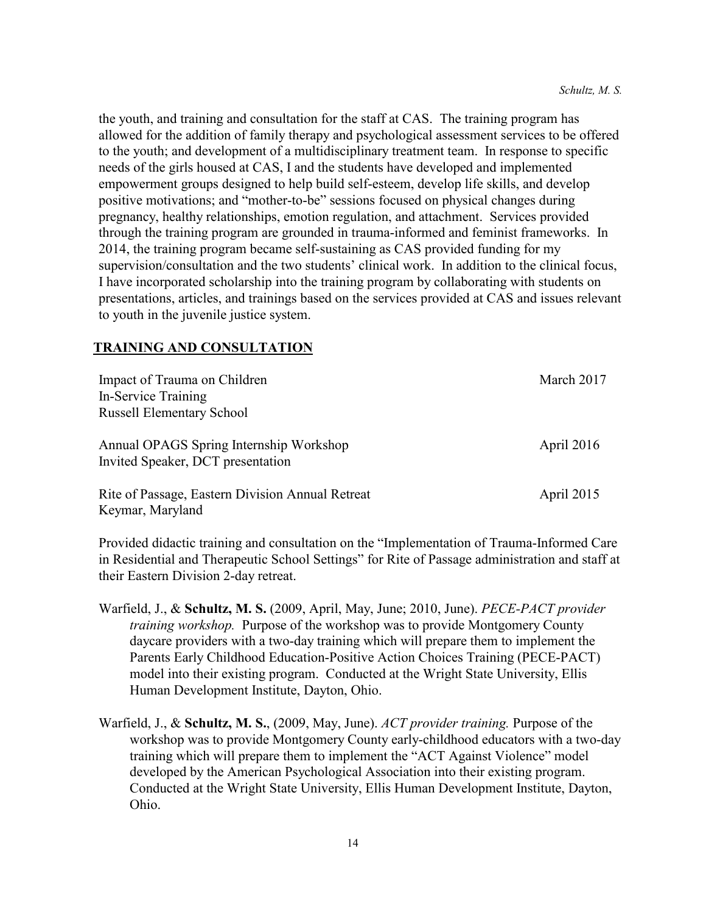the youth, and training and consultation for the staff at CAS. The training program has allowed for the addition of family therapy and psychological assessment services to be offered to the youth; and development of a multidisciplinary treatment team. In response to specific needs of the girls housed at CAS, I and the students have developed and implemented empowerment groups designed to help build self-esteem, develop life skills, and develop positive motivations; and "mother-to-be" sessions focused on physical changes during pregnancy, healthy relationships, emotion regulation, and attachment. Services provided through the training program are grounded in trauma-informed and feminist frameworks. In 2014, the training program became self-sustaining as CAS provided funding for my supervision/consultation and the two students' clinical work. In addition to the clinical focus, I have incorporated scholarship into the training program by collaborating with students on presentations, articles, and trainings based on the services provided at CAS and issues relevant to youth in the juvenile justice system.

## TRAINING AND CONSULTATION

Impact of Trauma on Children — March 2017
In-Service Training
Russell Elementary School

Annual OPAGS Spring Internship Workshop — April 2016
Invited Speaker, DCT presentation

Rite of Passage, Eastern Division Annual Retreat — April 2015
Keymar, Maryland

Provided didactic training and consultation on the "Implementation of Trauma-Informed Care in Residential and Therapeutic School Settings" for Rite of Passage administration and staff at their Eastern Division 2-day retreat.

Warfield, J., & **Schultz, M. S.** (2009, April, May, June; 2010, June). *PECE-PACT provider training workshop.* Purpose of the workshop was to provide Montgomery County daycare providers with a two-day training which will prepare them to implement the Parents Early Childhood Education-Positive Action Choices Training (PECE-PACT) model into their existing program. Conducted at the Wright State University, Ellis Human Development Institute, Dayton, Ohio.

Warfield, J., & **Schultz, M. S.**, (2009, May, June). *ACT provider training.* Purpose of the workshop was to provide Montgomery County early-childhood educators with a two-day training which will prepare them to implement the "ACT Against Violence" model developed by the American Psychological Association into their existing program. Conducted at the Wright State University, Ellis Human Development Institute, Dayton, Ohio.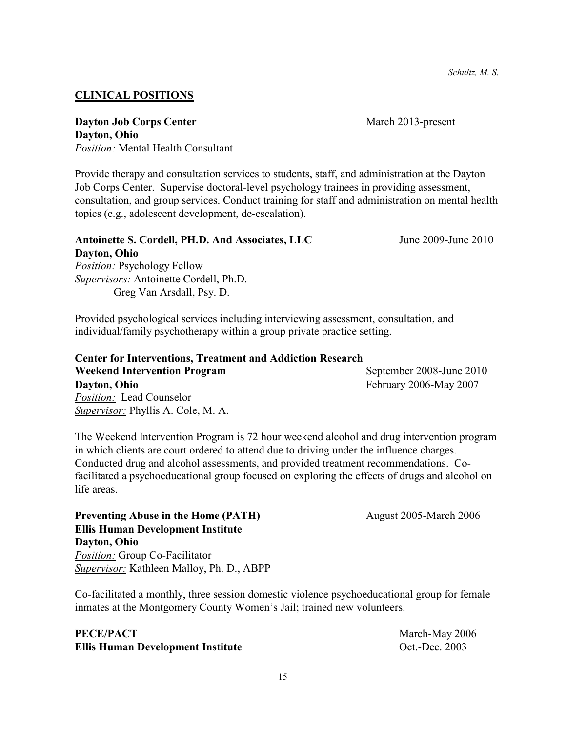## CLINICAL POSITIONS

**Dayton Job Corps Center** March 2013-present
**Dayton, Ohio**
*Position:* Mental Health Consultant

Provide therapy and consultation services to students, staff, and administration at the Dayton Job Corps Center. Supervise doctoral-level psychology trainees in providing assessment, consultation, and group services. Conduct training for staff and administration on mental health topics (e.g., adolescent development, de-escalation).

**Antoinette S. Cordell, PH.D. And Associates, LLC** June 2009-June 2010
**Dayton, Ohio**
*Position:* Psychology Fellow
*Supervisors:* Antoinette Cordell, Ph.D.
Greg Van Arsdall, Psy. D.

Provided psychological services including interviewing assessment, consultation, and individual/family psychotherapy within a group private practice setting.

**Center for Interventions, Treatment and Addiction Research**
**Weekend Intervention Program** September 2008-June 2010
**Dayton, Ohio** February 2006-May 2007
*Position:* Lead Counselor
*Supervisor:* Phyllis A. Cole, M. A.

The Weekend Intervention Program is 72 hour weekend alcohol and drug intervention program in which clients are court ordered to attend due to driving under the influence charges. Conducted drug and alcohol assessments, and provided treatment recommendations. Co-facilitated a psychoeducational group focused on exploring the effects of drugs and alcohol on life areas.

**Preventing Abuse in the Home (PATH)** August 2005-March 2006
**Ellis Human Development Institute**
**Dayton, Ohio**
*Position:* Group Co-Facilitator
*Supervisor:* Kathleen Malloy, Ph. D., ABPP

Co-facilitated a monthly, three session domestic violence psychoeducational group for female inmates at the Montgomery County Women's Jail; trained new volunteers.

**PECE/PACT** March-May 2006
**Ellis Human Development Institute** Oct.-Dec. 2003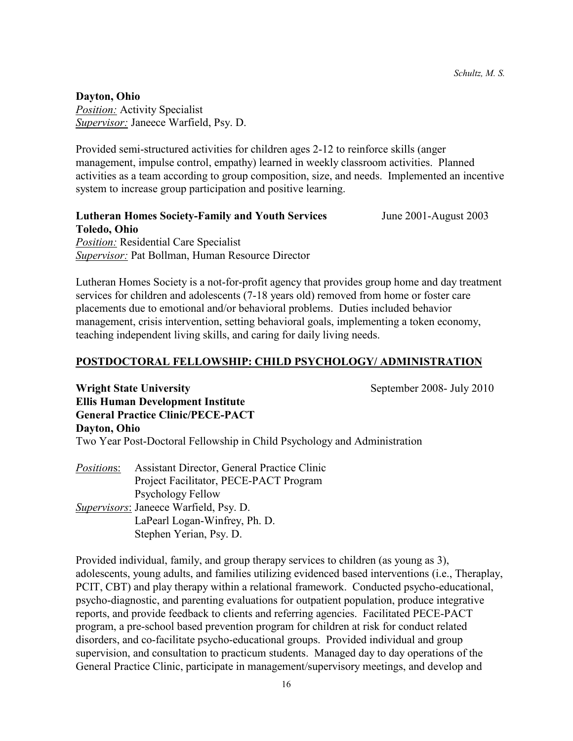**Dayton, Ohio**
*Position:* Activity Specialist
*Supervisor:* Janeece Warfield, Psy. D.

Provided semi-structured activities for children ages 2-12 to reinforce skills (anger management, impulse control, empathy) learned in weekly classroom activities. Planned activities as a team according to group composition, size, and needs. Implemented an incentive system to increase group participation and positive learning.

**Lutheran Homes Society-Family and Youth Services** June 2001-August 2003
**Toledo, Ohio**
*Position:* Residential Care Specialist
*Supervisor:* Pat Bollman, Human Resource Director

Lutheran Homes Society is a not-for-profit agency that provides group home and day treatment services for children and adolescents (7-18 years old) removed from home or foster care placements due to emotional and/or behavioral problems. Duties included behavior management, crisis intervention, setting behavioral goals, implementing a token economy, teaching independent living skills, and caring for daily living needs.

## POSTDOCTORAL FELLOWSHIP: CHILD PSYCHOLOGY/ ADMINISTRATION

**Wright State University** September 2008- July 2010
**Ellis Human Development Institute**
**General Practice Clinic/PECE-PACT**
**Dayton, Ohio**
Two Year Post-Doctoral Fellowship in Child Psychology and Administration

*Positions*: Assistant Director, General Practice Clinic
Project Facilitator, PECE-PACT Program
Psychology Fellow
*Supervisors*: Janeece Warfield, Psy. D.
LaPearl Logan-Winfrey, Ph. D.
Stephen Yerian, Psy. D.

Provided individual, family, and group therapy services to children (as young as 3), adolescents, young adults, and families utilizing evidenced based interventions (i.e., Theraplay, PCIT, CBT) and play therapy within a relational framework. Conducted psycho-educational, psycho-diagnostic, and parenting evaluations for outpatient population, produce integrative reports, and provide feedback to clients and referring agencies. Facilitated PECE-PACT program, a pre-school based prevention program for children at risk for conduct related disorders, and co-facilitate psycho-educational groups. Provided individual and group supervision, and consultation to practicum students. Managed day to day operations of the General Practice Clinic, participate in management/supervisory meetings, and develop and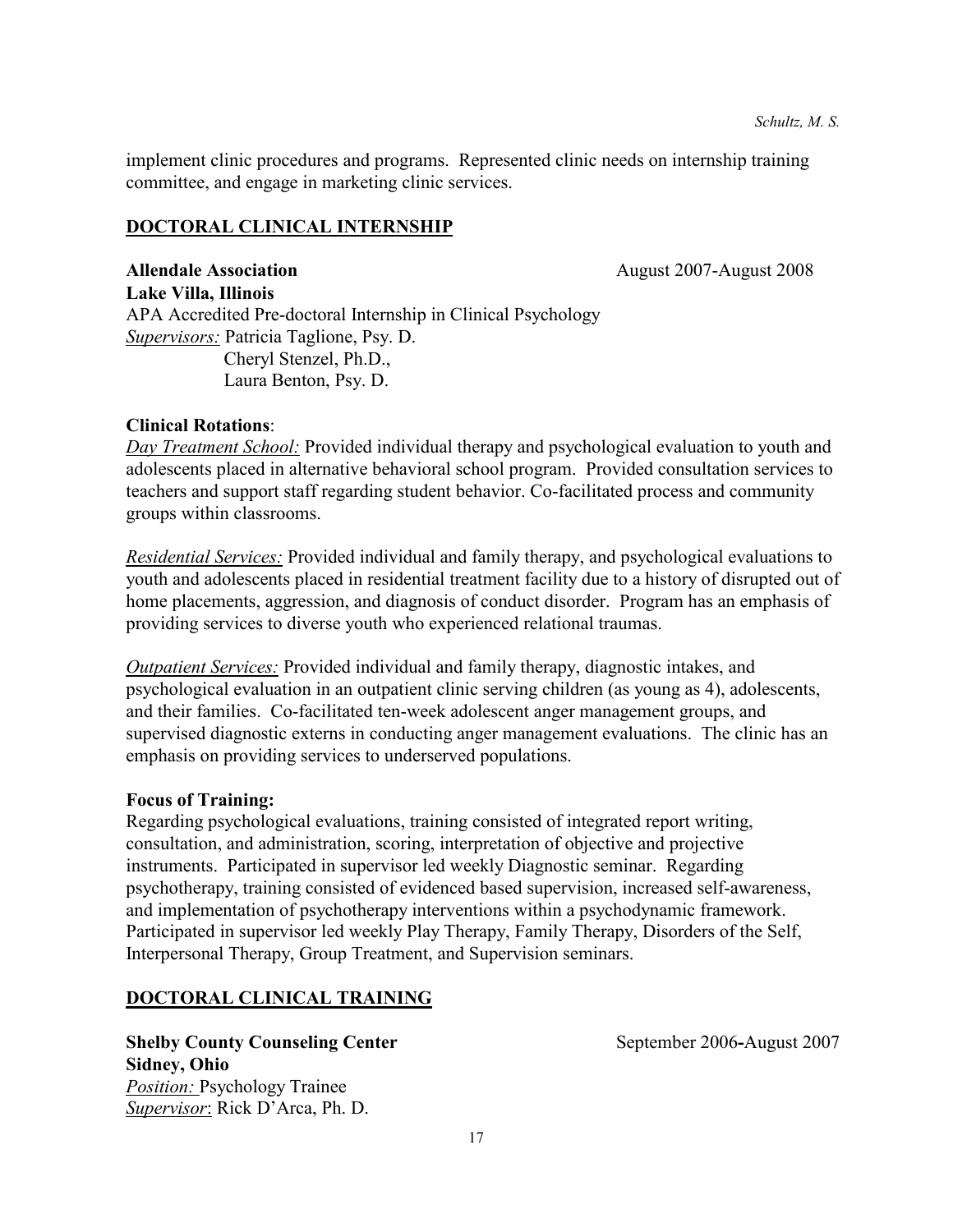implement clinic procedures and programs. Represented clinic needs on internship training committee, and engage in marketing clinic services.

## DOCTORAL CLINICAL INTERNSHIP

**Allendale Association** August 2007-August 2008
**Lake Villa, Illinois**
APA Accredited Pre-doctoral Internship in Clinical Psychology
*Supervisors:* Patricia Taglione, Psy. D.
Cheryl Stenzel, Ph.D.,
Laura Benton, Psy. D.

**Clinical Rotations**:

*Day Treatment School:* Provided individual therapy and psychological evaluation to youth and adolescents placed in alternative behavioral school program. Provided consultation services to teachers and support staff regarding student behavior. Co-facilitated process and community groups within classrooms.

*Residential Services:* Provided individual and family therapy, and psychological evaluations to youth and adolescents placed in residential treatment facility due to a history of disrupted out of home placements, aggression, and diagnosis of conduct disorder. Program has an emphasis of providing services to diverse youth who experienced relational traumas.

*Outpatient Services:* Provided individual and family therapy, diagnostic intakes, and psychological evaluation in an outpatient clinic serving children (as young as 4), adolescents, and their families. Co-facilitated ten-week adolescent anger management groups, and supervised diagnostic externs in conducting anger management evaluations. The clinic has an emphasis on providing services to underserved populations.

**Focus of Training:**
Regarding psychological evaluations, training consisted of integrated report writing, consultation, and administration, scoring, interpretation of objective and projective instruments. Participated in supervisor led weekly Diagnostic seminar. Regarding psychotherapy, training consisted of evidenced based supervision, increased self-awareness, and implementation of psychotherapy interventions within a psychodynamic framework. Participated in supervisor led weekly Play Therapy, Family Therapy, Disorders of the Self, Interpersonal Therapy, Group Treatment, and Supervision seminars.

## DOCTORAL CLINICAL TRAINING

**Shelby County Counseling Center** September 2006-August 2007
**Sidney, Ohio**
*Position:* Psychology Trainee
*Supervisor*: Rick D'Arca, Ph. D.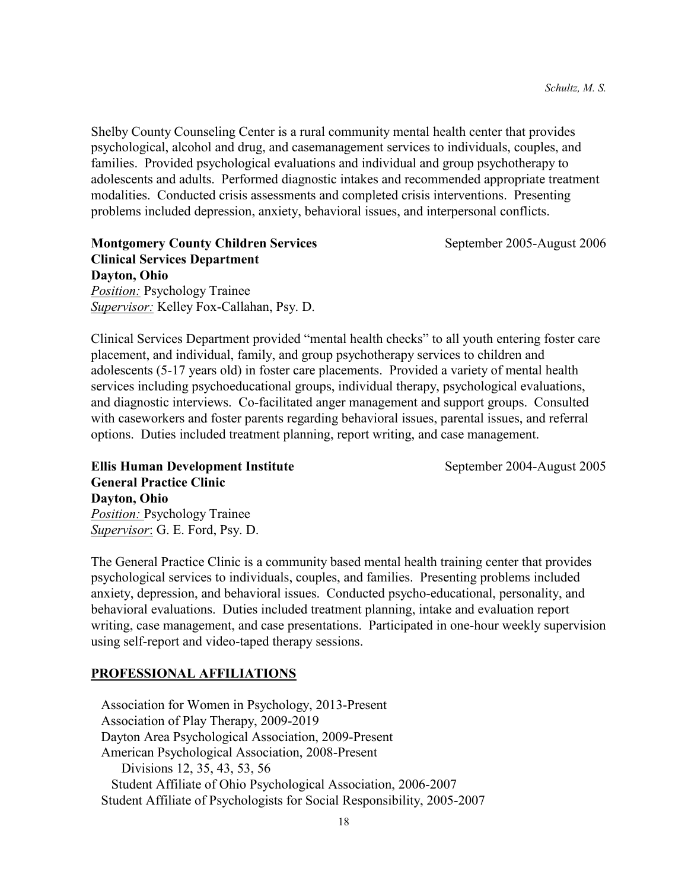Shelby County Counseling Center is a rural community mental health center that provides psychological, alcohol and drug, and casemanagement services to individuals, couples, and families. Provided psychological evaluations and individual and group psychotherapy to adolescents and adults. Performed diagnostic intakes and recommended appropriate treatment modalities. Conducted crisis assessments and completed crisis interventions. Presenting problems included depression, anxiety, behavioral issues, and interpersonal conflicts.

**Montgomery County Children Services** September 2005-August 2006
**Clinical Services Department**
**Dayton, Ohio**
*Position:* Psychology Trainee
*Supervisor:* Kelley Fox-Callahan, Psy. D.

Clinical Services Department provided "mental health checks" to all youth entering foster care placement, and individual, family, and group psychotherapy services to children and adolescents (5-17 years old) in foster care placements. Provided a variety of mental health services including psychoeducational groups, individual therapy, psychological evaluations, and diagnostic interviews. Co-facilitated anger management and support groups. Consulted with caseworkers and foster parents regarding behavioral issues, parental issues, and referral options. Duties included treatment planning, report writing, and case management.

**Ellis Human Development Institute** September 2004-August 2005
**General Practice Clinic**
**Dayton, Ohio**
*Position:* Psychology Trainee
*Supervisor*: G. E. Ford, Psy. D.

The General Practice Clinic is a community based mental health training center that provides psychological services to individuals, couples, and families. Presenting problems included anxiety, depression, and behavioral issues. Conducted psycho-educational, personality, and behavioral evaluations. Duties included treatment planning, intake and evaluation report writing, case management, and case presentations. Participated in one-hour weekly supervision using self-report and video-taped therapy sessions.

## PROFESSIONAL AFFILIATIONS

Association for Women in Psychology, 2013-Present
Association of Play Therapy, 2009-2019
Dayton Area Psychological Association, 2009-Present
American Psychological Association, 2008-Present
  Divisions 12, 35, 43, 53, 56
Student Affiliate of Ohio Psychological Association, 2006-2007
Student Affiliate of Psychologists for Social Responsibility, 2005-2007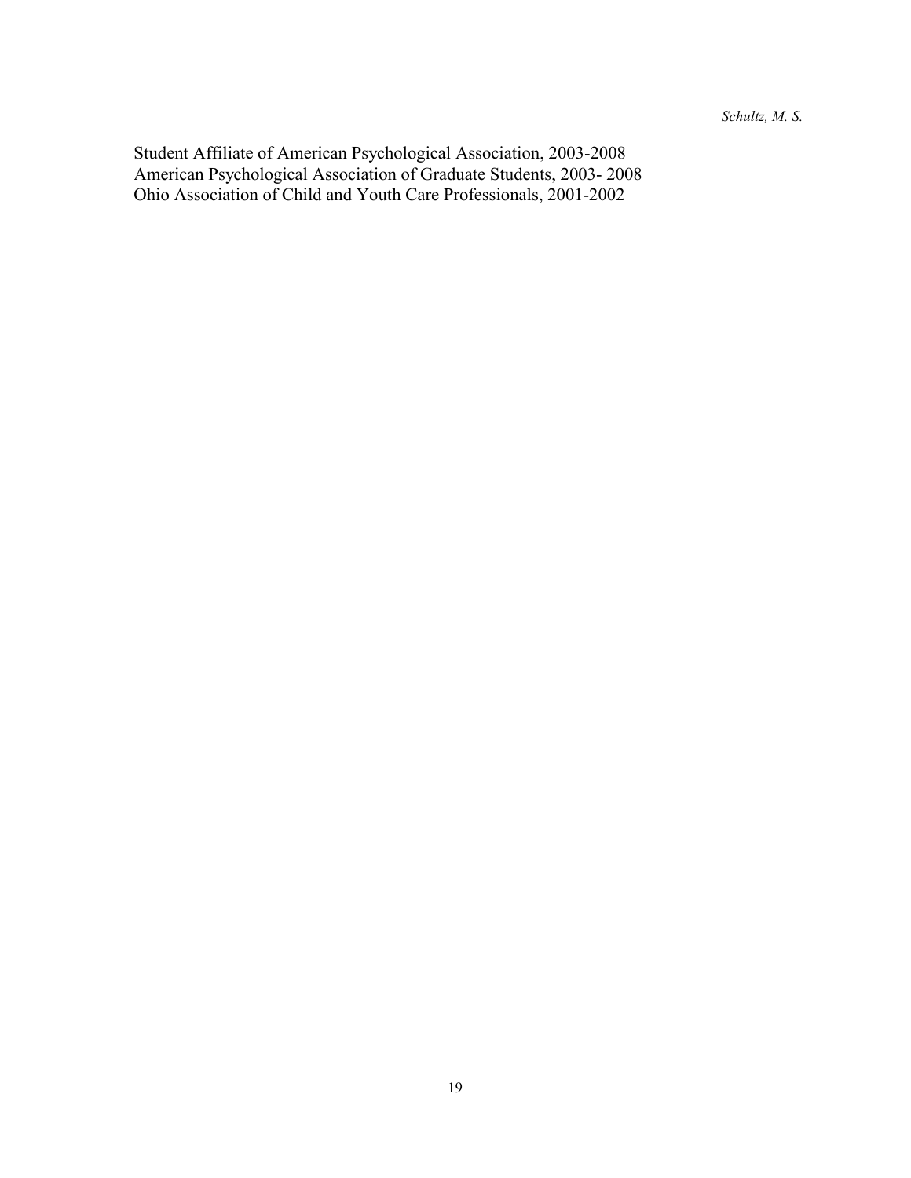Student Affiliate of American Psychological Association, 2003-2008
American Psychological Association of Graduate Students, 2003- 2008
Ohio Association of Child and Youth Care Professionals, 2001-2002